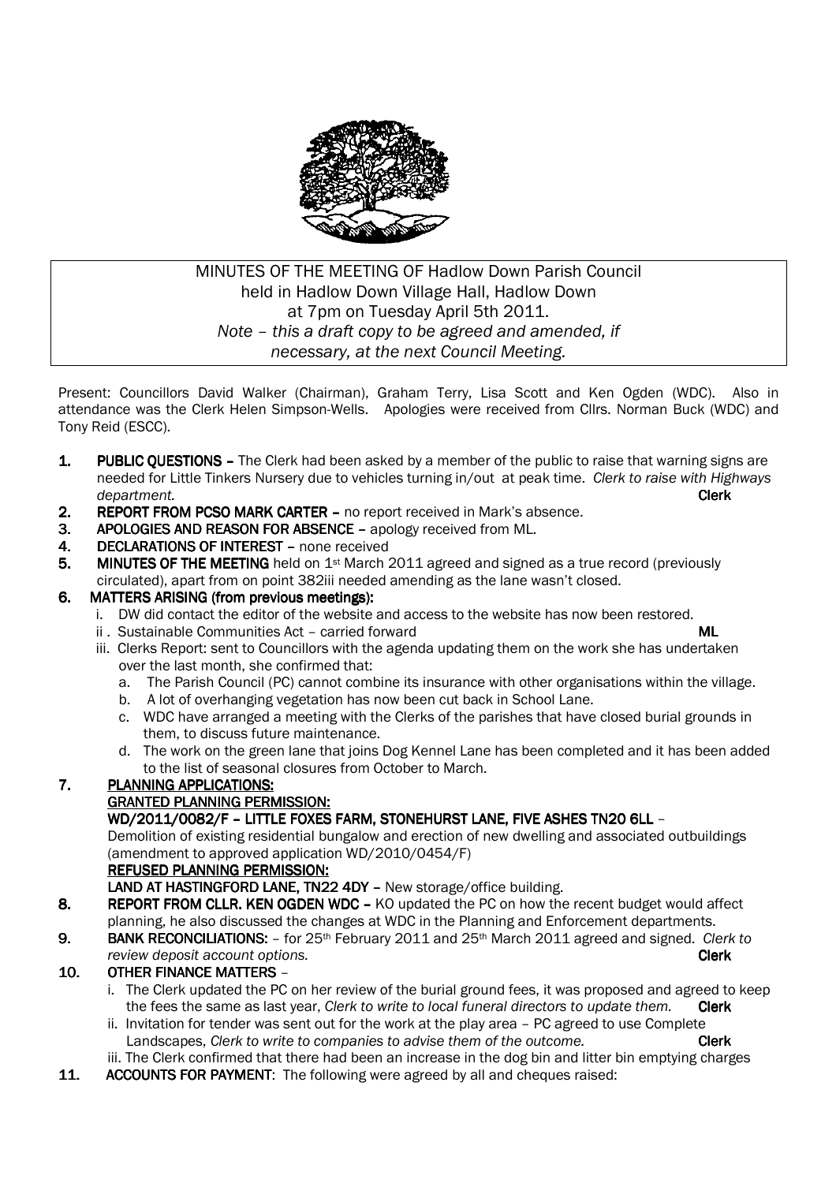MINUTES OF THE MEETING OF Hadlow Down Parish Council
held in Hadlow Down Village Hall, Hadlow Down
at 7pm on Tuesday April 5th 2011.
*Note – this a draft copy to be agreed and amended, if necessary, at the next Council Meeting.*

Present: Councillors David Walker (Chairman), Graham Terry, Lisa Scott and Ken Ogden (WDC). Also in attendance was the Clerk Helen Simpson-Wells. Apologies were received from Cllrs. Norman Buck (WDC) and Tony Reid (ESCC).

1. **PUBLIC QUESTIONS** – The Clerk had been asked by a member of the public to raise that warning signs are needed for Little Tinkers Nursery due to vehicles turning in/out at peak time. *Clerk to raise with Highways department.* **Clerk**
2. **REPORT FROM PCSO MARK CARTER** – no report received in Mark's absence.
3. **APOLOGIES AND REASON FOR ABSENCE** – apology received from ML.
4. **DECLARATIONS OF INTEREST** – none received
5. **MINUTES OF THE MEETING** held on 1st March 2011 agreed and signed as a true record (previously circulated), apart from on point 382iii needed amending as the lane wasn't closed.
6. **MATTERS ARISING (from previous meetings):**
   - i. DW did contact the editor of the website and access to the website has now been restored.
   - ii . Sustainable Communities Act – carried forward **ML**
   - iii. Clerks Report: sent to Councillors with the agenda updating them on the work she has undertaken over the last month, she confirmed that:
     - a. The Parish Council (PC) cannot combine its insurance with other organisations within the village.
     - b. A lot of overhanging vegetation has now been cut back in School Lane.
     - c. WDC have arranged a meeting with the Clerks of the parishes that have closed burial grounds in them, to discuss future maintenance.
     - d. The work on the green lane that joins Dog Kennel Lane has been completed and it has been added to the list of seasonal closures from October to March.
7. **PLANNING APPLICATIONS:**

   **GRANTED PLANNING PERMISSION:**

   **WD/2011/0082/F – LITTLE FOXES FARM, STONEHURST LANE, FIVE ASHES TN20 6LL** –
   Demolition of existing residential bungalow and erection of new dwelling and associated outbuildings (amendment to approved application WD/2010/0454/F)

   **REFUSED PLANNING PERMISSION:**

   **LAND AT HASTINGFORD LANE, TN22 4DY** – New storage/office building.
8. **REPORT FROM CLLR. KEN OGDEN WDC** – KO updated the PC on how the recent budget would affect planning, he also discussed the changes at WDC in the Planning and Enforcement departments.
9. **BANK RECONCILIATIONS:** – for 25th February 2011 and 25th March 2011 agreed and signed. *Clerk to review deposit account options.* **Clerk**
10. **OTHER FINANCE MATTERS** –
    - i. The Clerk updated the PC on her review of the burial ground fees, it was proposed and agreed to keep the fees the same as last year, *Clerk to write to local funeral directors to update them.* **Clerk**
    - ii. Invitation for tender was sent out for the work at the play area – PC agreed to use Complete Landscapes, *Clerk to write to companies to advise them of the outcome.* **Clerk**
    - iii. The Clerk confirmed that there had been an increase in the dog bin and litter bin emptying charges
11. **ACCOUNTS FOR PAYMENT**: The following were agreed by all and cheques raised: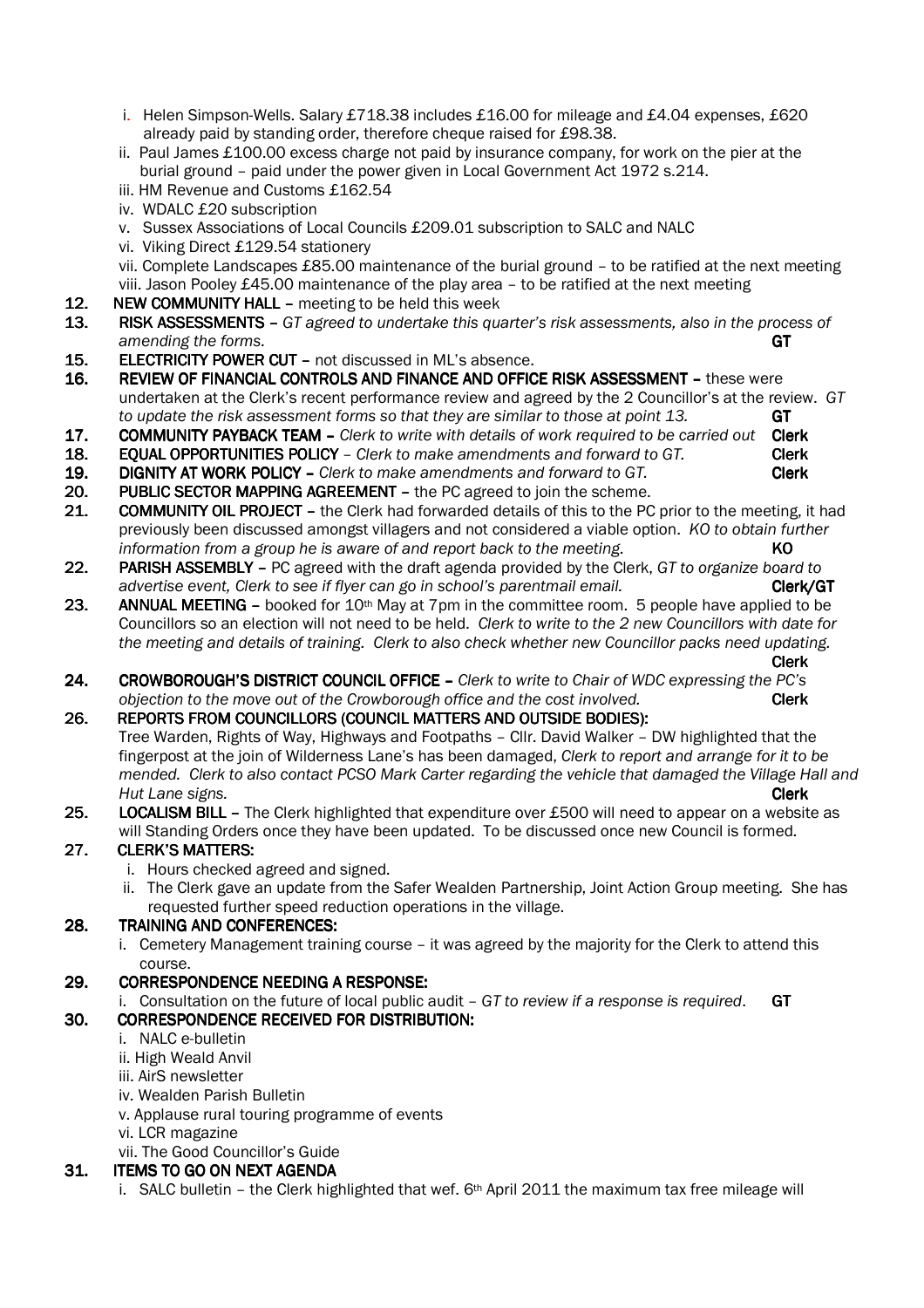i. Helen Simpson-Wells. Salary £718.38 includes £16.00 for mileage and £4.04 expenses, £620 already paid by standing order, therefore cheque raised for £98.38.
ii. Paul James £100.00 excess charge not paid by insurance company, for work on the pier at the burial ground – paid under the power given in Local Government Act 1972 s.214.
iii. HM Revenue and Customs £162.54
iv. WDALC £20 subscription
v. Sussex Associations of Local Councils £209.01 subscription to SALC and NALC
vi. Viking Direct £129.54 stationery
vii. Complete Landscapes £85.00 maintenance of the burial ground – to be ratified at the next meeting
viii. Jason Pooley £45.00 maintenance of the play area – to be ratified at the next meeting

**12. NEW COMMUNITY HALL** – meeting to be held this week

**13. RISK ASSESSMENTS** – *GT agreed to undertake this quarter's risk assessments, also in the process of amending the forms.* **GT**

**15. ELECTRICITY POWER CUT** – not discussed in ML's absence.

**16. REVIEW OF FINANCIAL CONTROLS AND FINANCE AND OFFICE RISK ASSESSMENT** – these were undertaken at the Clerk's recent performance review and agreed by the 2 Councillor's at the review. *GT to update the risk assessment forms so that they are similar to those at point 13.* **GT**

**17. COMMUNITY PAYBACK TEAM** – *Clerk to write with details of work required to be carried out* **Clerk**

**18. EQUAL OPPORTUNITIES POLICY** – *Clerk to make amendments and forward to GT.* **Clerk**

**19. DIGNITY AT WORK POLICY** – *Clerk to make amendments and forward to GT.* **Clerk**

**20. PUBLIC SECTOR MAPPING AGREEMENT** – the PC agreed to join the scheme.

**21. COMMUNITY OIL PROJECT** – the Clerk had forwarded details of this to the PC prior to the meeting, it had previously been discussed amongst villagers and not considered a viable option. *KO to obtain further information from a group he is aware of and report back to the meeting.* **KO**

**22. PARISH ASSEMBLY** – PC agreed with the draft agenda provided by the Clerk, *GT to organize board to advertise event, Clerk to see if flyer can go in school's parentmail email.* **Clerk/GT**

**23. ANNUAL MEETING** – booked for 10th May at 7pm in the committee room. 5 people have applied to be Councillors so an election will not need to be held. *Clerk to write to the 2 new Councillors with date for the meeting and details of training. Clerk to also check whether new Councillor packs need updating.* **Clerk**

**24. CROWBOROUGH'S DISTRICT COUNCIL OFFICE** – *Clerk to write to Chair of WDC expressing the PC's objection to the move out of the Crowborough office and the cost involved.* **Clerk**

**26. REPORTS FROM COUNCILLORS (COUNCIL MATTERS AND OUTSIDE BODIES):**
Tree Warden, Rights of Way, Highways and Footpaths – Cllr. David Walker – DW highlighted that the fingerpost at the join of Wilderness Lane's has been damaged, *Clerk to report and arrange for it to be mended. Clerk to also contact PCSO Mark Carter regarding the vehicle that damaged the Village Hall and Hut Lane signs.* **Clerk**

**25. LOCALISM BILL** – The Clerk highlighted that expenditure over £500 will need to appear on a website as will Standing Orders once they have been updated. To be discussed once new Council is formed.

**27. CLERK'S MATTERS:**
i. Hours checked agreed and signed.
ii. The Clerk gave an update from the Safer Wealden Partnership, Joint Action Group meeting. She has requested further speed reduction operations in the village.

**28. TRAINING AND CONFERENCES:**
i. Cemetery Management training course – it was agreed by the majority for the Clerk to attend this course.

**29. CORRESPONDENCE NEEDING A RESPONSE:**
i. Consultation on the future of local public audit – *GT to review if a response is required*. **GT**

**30. CORRESPONDENCE RECEIVED FOR DISTRIBUTION:**
i. NALC e-bulletin
ii. High Weald Anvil
iii. AirS newsletter
iv. Wealden Parish Bulletin
v. Applause rural touring programme of events
vi. LCR magazine
vii. The Good Councillor's Guide

**31. ITEMS TO GO ON NEXT AGENDA**
i. SALC bulletin – the Clerk highlighted that wef. 6th April 2011 the maximum tax free mileage will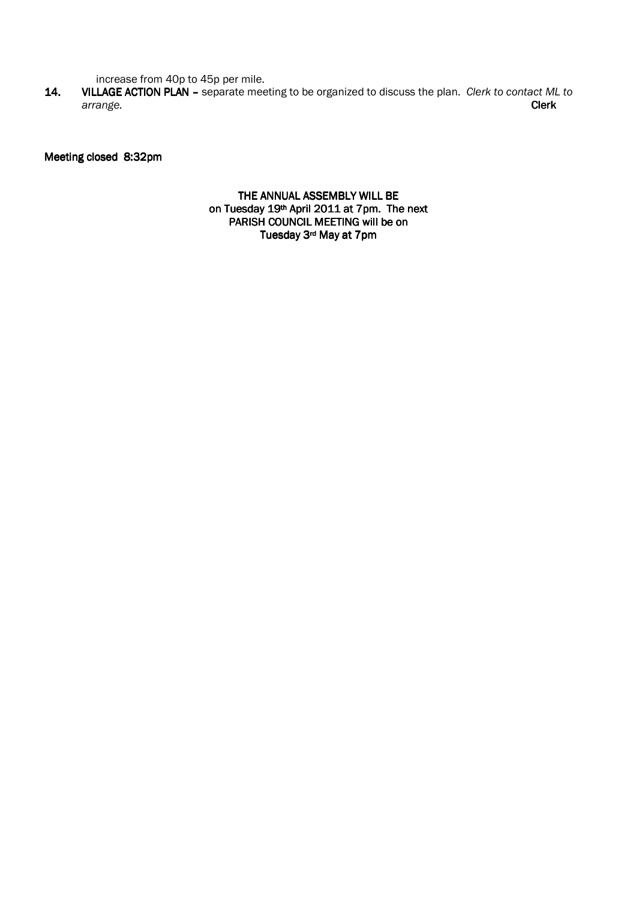increase from 40p to 45p per mile.

14. **VILLAGE ACTION PLAN** – separate meeting to be organized to discuss the plan. *Clerk to contact ML to arrange.* **Clerk**

**Meeting closed 8:32pm**

**THE ANNUAL ASSEMBLY WILL BE**
**on Tuesday 19th April 2011 at 7pm. The next**
**PARISH COUNCIL MEETING will be on**
**Tuesday 3rd May at 7pm**